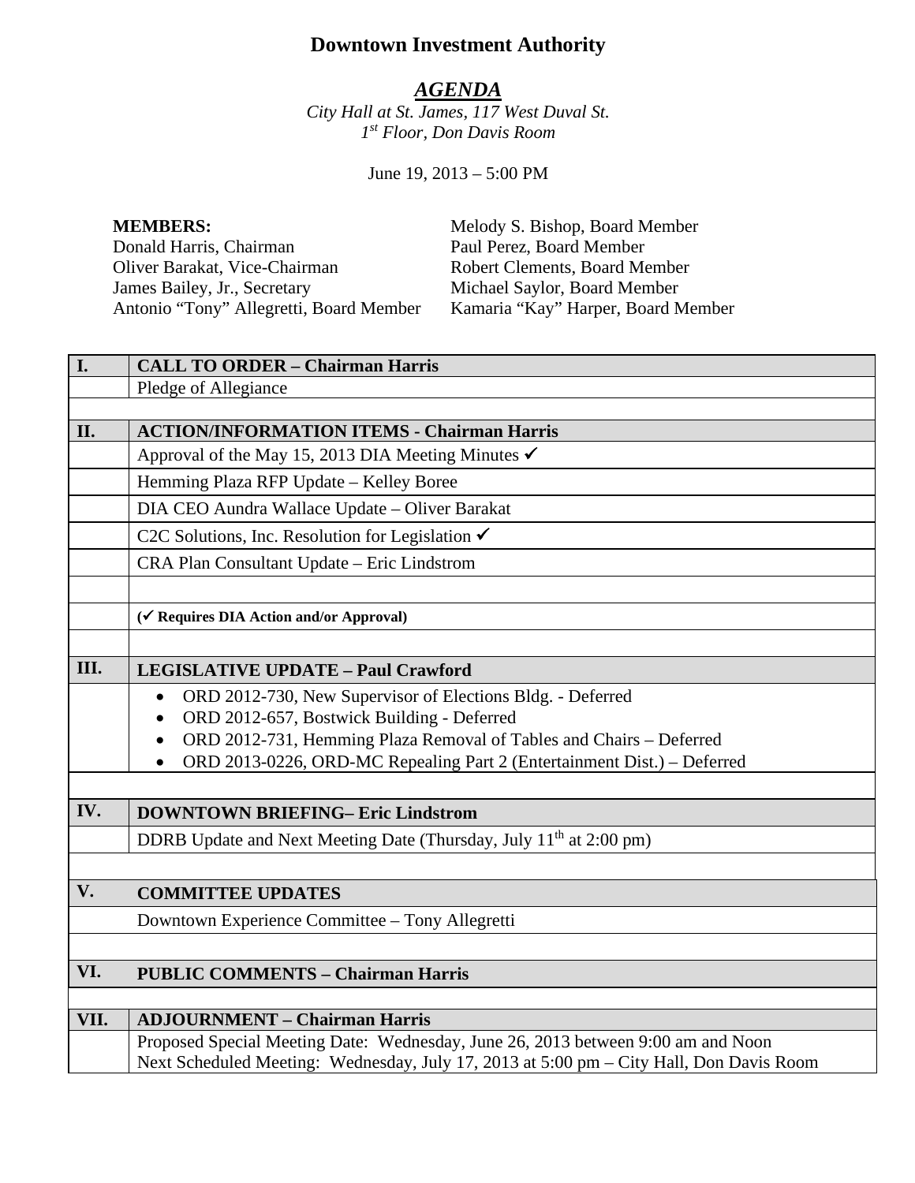# Downtown Investment Authority

## *AGENDA*

*City Hall at St. James, 117 West Duval St.*
*1st Floor, Don Davis Room*

June 19, 2013 – 5:00 PM

**MEMBERS:**
Donald Harris, Chairman
Oliver Barakat, Vice-Chairman
James Bailey, Jr., Secretary
Antonio "Tony" Allegretti, Board Member
Melody S. Bishop, Board Member
Paul Perez, Board Member
Robert Clements, Board Member
Michael Saylor, Board Member
Kamaria "Kay" Harper, Board Member

| | |
|---|---|
| **I.** | **CALL TO ORDER – Chairman Harris** |
| | Pledge of Allegiance |
| | |
| **II.** | **ACTION/INFORMATION ITEMS - Chairman Harris** |
| | Approval of the May 15, 2013 DIA Meeting Minutes ✓ |
| | Hemming Plaza RFP Update – Kelley Boree |
| | DIA CEO Aundra Wallace Update – Oliver Barakat |
| | C2C Solutions, Inc. Resolution for Legislation ✓ |
| | CRA Plan Consultant Update – Eric Lindstrom |
| | |
| | **(✓ Requires DIA Action and/or Approval)** |
| | |
| **III.** | **LEGISLATIVE UPDATE – Paul Crawford** |
| | • ORD 2012-730, New Supervisor of Elections Bldg. - Deferred<br>• ORD 2012-657, Bostwick Building - Deferred<br>• ORD 2012-731, Hemming Plaza Removal of Tables and Chairs – Deferred<br>• ORD 2013-0226, ORD-MC Repealing Part 2 (Entertainment Dist.) – Deferred |
| | |
| **IV.** | **DOWNTOWN BRIEFING– Eric Lindstrom** |
| | DDRB Update and Next Meeting Date (Thursday, July 11th at 2:00 pm) |
| | |
| **V.** | **COMMITTEE UPDATES** |
| | Downtown Experience Committee – Tony Allegretti |
| | |
| **VI.** | **PUBLIC COMMENTS – Chairman Harris** |
| | |
| **VII.** | **ADJOURNMENT – Chairman Harris** |
| | Proposed Special Meeting Date: Wednesday, June 26, 2013 between 9:00 am and Noon<br>Next Scheduled Meeting: Wednesday, July 17, 2013 at 5:00 pm – City Hall, Don Davis Room |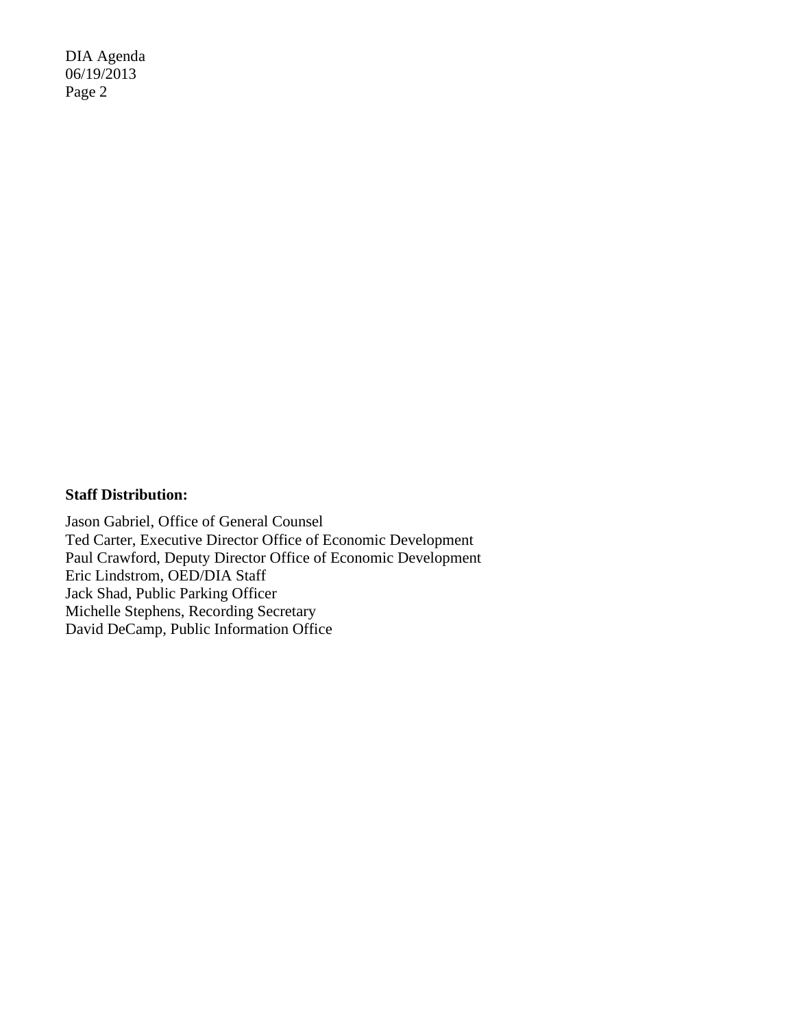**Staff Distribution:**

Jason Gabriel, Office of General Counsel
Ted Carter, Executive Director Office of Economic Development
Paul Crawford, Deputy Director Office of Economic Development
Eric Lindstrom, OED/DIA Staff
Jack Shad, Public Parking Officer
Michelle Stephens, Recording Secretary
David DeCamp, Public Information Office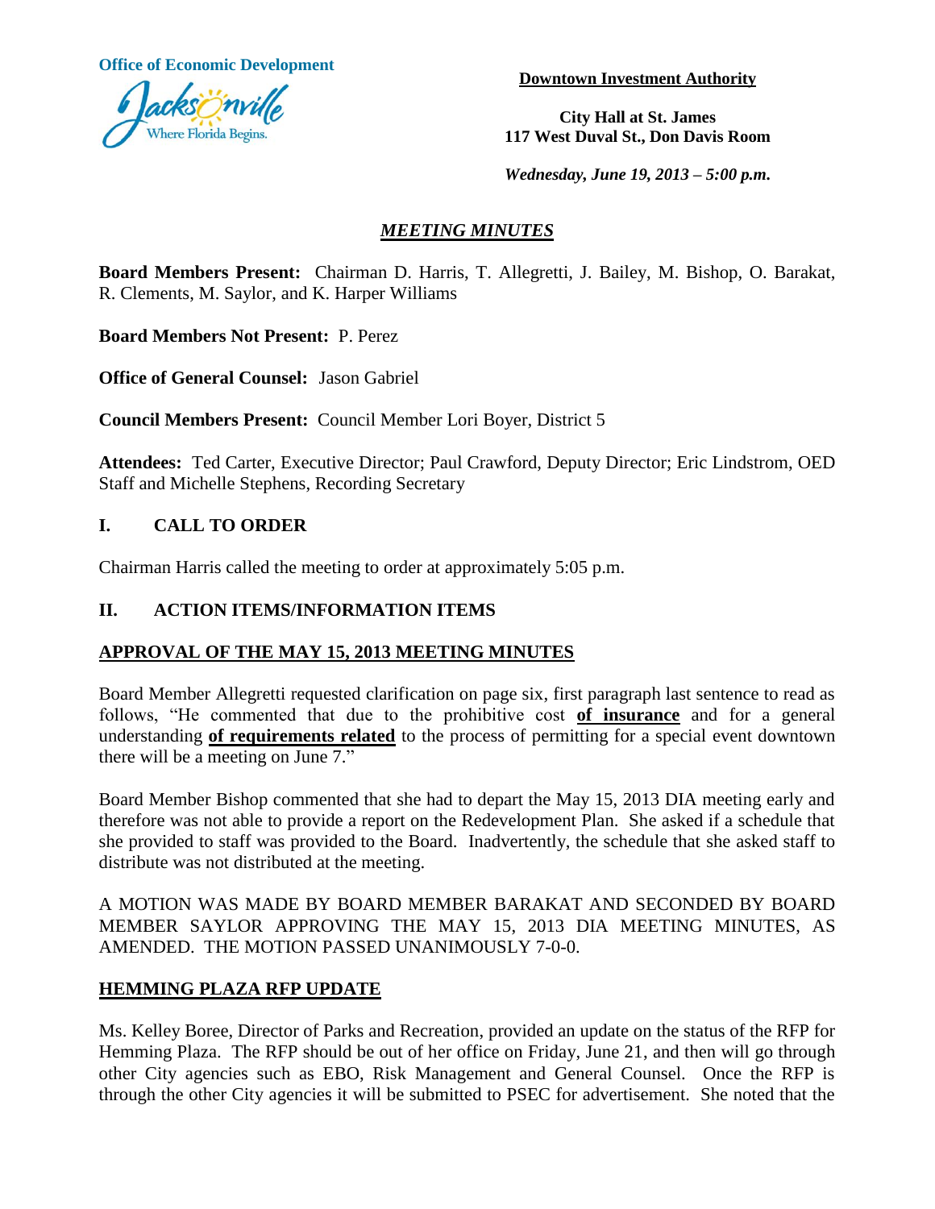**Office of Economic Development**

**Downtown Investment Authority**

**City Hall at St. James**
**117 West Duval St., Don Davis Room**

***Wednesday, June 19, 2013 – 5:00 p.m.***

## *MEETING MINUTES*

**Board Members Present:** Chairman D. Harris, T. Allegretti, J. Bailey, M. Bishop, O. Barakat, R. Clements, M. Saylor, and K. Harper Williams

**Board Members Not Present:** P. Perez

**Office of General Counsel:** Jason Gabriel

**Council Members Present:** Council Member Lori Boyer, District 5

**Attendees:** Ted Carter, Executive Director; Paul Crawford, Deputy Director; Eric Lindstrom, OED Staff and Michelle Stephens, Recording Secretary

## I. CALL TO ORDER

Chairman Harris called the meeting to order at approximately 5:05 p.m.

## II. ACTION ITEMS/INFORMATION ITEMS

### APPROVAL OF THE MAY 15, 2013 MEETING MINUTES

Board Member Allegretti requested clarification on page six, first paragraph last sentence to read as follows, "He commented that due to the prohibitive cost **of insurance** and for a general understanding **of requirements related** to the process of permitting for a special event downtown there will be a meeting on June 7."

Board Member Bishop commented that she had to depart the May 15, 2013 DIA meeting early and therefore was not able to provide a report on the Redevelopment Plan. She asked if a schedule that she provided to staff was provided to the Board. Inadvertently, the schedule that she asked staff to distribute was not distributed at the meeting.

A MOTION WAS MADE BY BOARD MEMBER BARAKAT AND SECONDED BY BOARD MEMBER SAYLOR APPROVING THE MAY 15, 2013 DIA MEETING MINUTES, AS AMENDED. THE MOTION PASSED UNANIMOUSLY 7-0-0.

### HEMMING PLAZA RFP UPDATE

Ms. Kelley Boree, Director of Parks and Recreation, provided an update on the status of the RFP for Hemming Plaza. The RFP should be out of her office on Friday, June 21, and then will go through other City agencies such as EBO, Risk Management and General Counsel. Once the RFP is through the other City agencies it will be submitted to PSEC for advertisement. She noted that the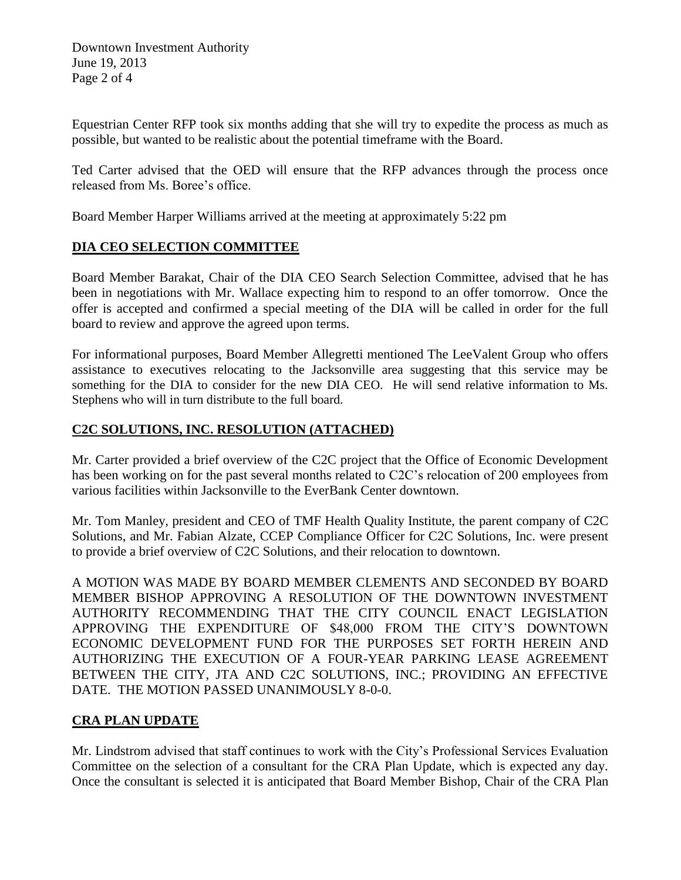Equestrian Center RFP took six months adding that she will try to expedite the process as much as possible, but wanted to be realistic about the potential timeframe with the Board.

Ted Carter advised that the OED will ensure that the RFP advances through the process once released from Ms. Boree's office.

Board Member Harper Williams arrived at the meeting at approximately 5:22 pm

## DIA CEO SELECTION COMMITTEE

Board Member Barakat, Chair of the DIA CEO Search Selection Committee, advised that he has been in negotiations with Mr. Wallace expecting him to respond to an offer tomorrow. Once the offer is accepted and confirmed a special meeting of the DIA will be called in order for the full board to review and approve the agreed upon terms.

For informational purposes, Board Member Allegretti mentioned The LeeValent Group who offers assistance to executives relocating to the Jacksonville area suggesting that this service may be something for the DIA to consider for the new DIA CEO. He will send relative information to Ms. Stephens who will in turn distribute to the full board.

## C2C SOLUTIONS, INC. RESOLUTION (ATTACHED)

Mr. Carter provided a brief overview of the C2C project that the Office of Economic Development has been working on for the past several months related to C2C's relocation of 200 employees from various facilities within Jacksonville to the EverBank Center downtown.

Mr. Tom Manley, president and CEO of TMF Health Quality Institute, the parent company of C2C Solutions, and Mr. Fabian Alzate, CCEP Compliance Officer for C2C Solutions, Inc. were present to provide a brief overview of C2C Solutions, and their relocation to downtown.

A MOTION WAS MADE BY BOARD MEMBER CLEMENTS AND SECONDED BY BOARD MEMBER BISHOP APPROVING A RESOLUTION OF THE DOWNTOWN INVESTMENT AUTHORITY RECOMMENDING THAT THE CITY COUNCIL ENACT LEGISLATION APPROVING THE EXPENDITURE OF $48,000 FROM THE CITY'S DOWNTOWN ECONOMIC DEVELOPMENT FUND FOR THE PURPOSES SET FORTH HEREIN AND AUTHORIZING THE EXECUTION OF A FOUR-YEAR PARKING LEASE AGREEMENT BETWEEN THE CITY, JTA AND C2C SOLUTIONS, INC.; PROVIDING AN EFFECTIVE DATE. THE MOTION PASSED UNANIMOUSLY 8-0-0.

## CRA PLAN UPDATE

Mr. Lindstrom advised that staff continues to work with the City's Professional Services Evaluation Committee on the selection of a consultant for the CRA Plan Update, which is expected any day. Once the consultant is selected it is anticipated that Board Member Bishop, Chair of the CRA Plan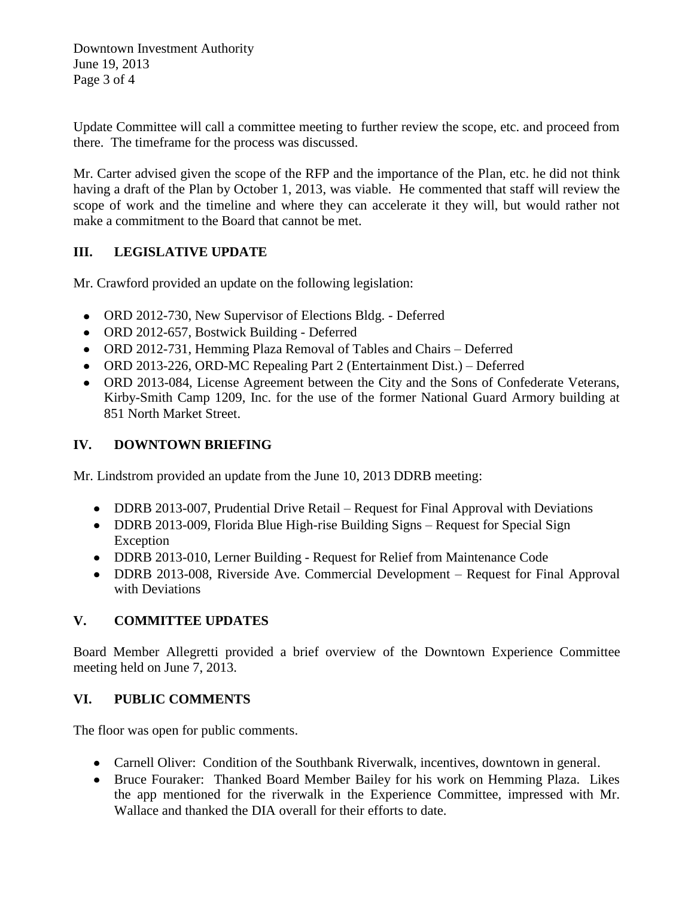Update Committee will call a committee meeting to further review the scope, etc. and proceed from there. The timeframe for the process was discussed.

Mr. Carter advised given the scope of the RFP and the importance of the Plan, etc. he did not think having a draft of the Plan by October 1, 2013, was viable. He commented that staff will review the scope of work and the timeline and where they can accelerate it they will, but would rather not make a commitment to the Board that cannot be met.

## III. LEGISLATIVE UPDATE

Mr. Crawford provided an update on the following legislation:

- ORD 2012-730, New Supervisor of Elections Bldg. - Deferred
- ORD 2012-657, Bostwick Building - Deferred
- ORD 2012-731, Hemming Plaza Removal of Tables and Chairs – Deferred
- ORD 2013-226, ORD-MC Repealing Part 2 (Entertainment Dist.) – Deferred
- ORD 2013-084, License Agreement between the City and the Sons of Confederate Veterans, Kirby-Smith Camp 1209, Inc. for the use of the former National Guard Armory building at 851 North Market Street.

## IV. DOWNTOWN BRIEFING

Mr. Lindstrom provided an update from the June 10, 2013 DDRB meeting:

- DDRB 2013-007, Prudential Drive Retail – Request for Final Approval with Deviations
- DDRB 2013-009, Florida Blue High-rise Building Signs – Request for Special Sign Exception
- DDRB 2013-010, Lerner Building - Request for Relief from Maintenance Code
- DDRB 2013-008, Riverside Ave. Commercial Development – Request for Final Approval with Deviations

## V. COMMITTEE UPDATES

Board Member Allegretti provided a brief overview of the Downtown Experience Committee meeting held on June 7, 2013.

## VI. PUBLIC COMMENTS

The floor was open for public comments.

- Carnell Oliver: Condition of the Southbank Riverwalk, incentives, downtown in general.
- Bruce Fouraker: Thanked Board Member Bailey for his work on Hemming Plaza. Likes the app mentioned for the riverwalk in the Experience Committee, impressed with Mr. Wallace and thanked the DIA overall for their efforts to date.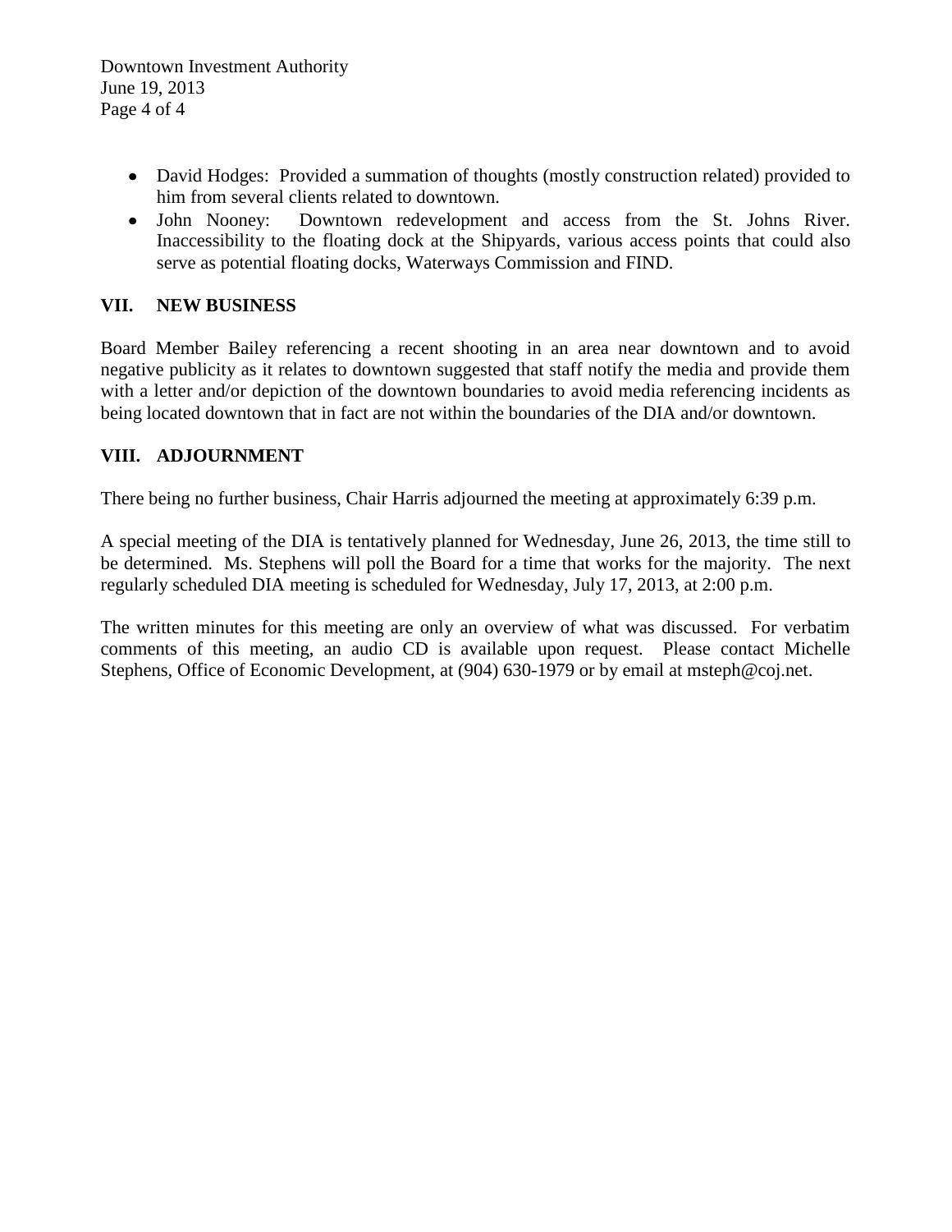- David Hodges: Provided a summation of thoughts (mostly construction related) provided to him from several clients related to downtown.
- John Nooney: Downtown redevelopment and access from the St. Johns River. Inaccessibility to the floating dock at the Shipyards, various access points that could also serve as potential floating docks, Waterways Commission and FIND.

## VII. NEW BUSINESS

Board Member Bailey referencing a recent shooting in an area near downtown and to avoid negative publicity as it relates to downtown suggested that staff notify the media and provide them with a letter and/or depiction of the downtown boundaries to avoid media referencing incidents as being located downtown that in fact are not within the boundaries of the DIA and/or downtown.

## VIII. ADJOURNMENT

There being no further business, Chair Harris adjourned the meeting at approximately 6:39 p.m.

A special meeting of the DIA is tentatively planned for Wednesday, June 26, 2013, the time still to be determined. Ms. Stephens will poll the Board for a time that works for the majority. The next regularly scheduled DIA meeting is scheduled for Wednesday, July 17, 2013, at 2:00 p.m.

The written minutes for this meeting are only an overview of what was discussed. For verbatim comments of this meeting, an audio CD is available upon request. Please contact Michelle Stephens, Office of Economic Development, at (904) 630-1979 or by email at msteph@coj.net.